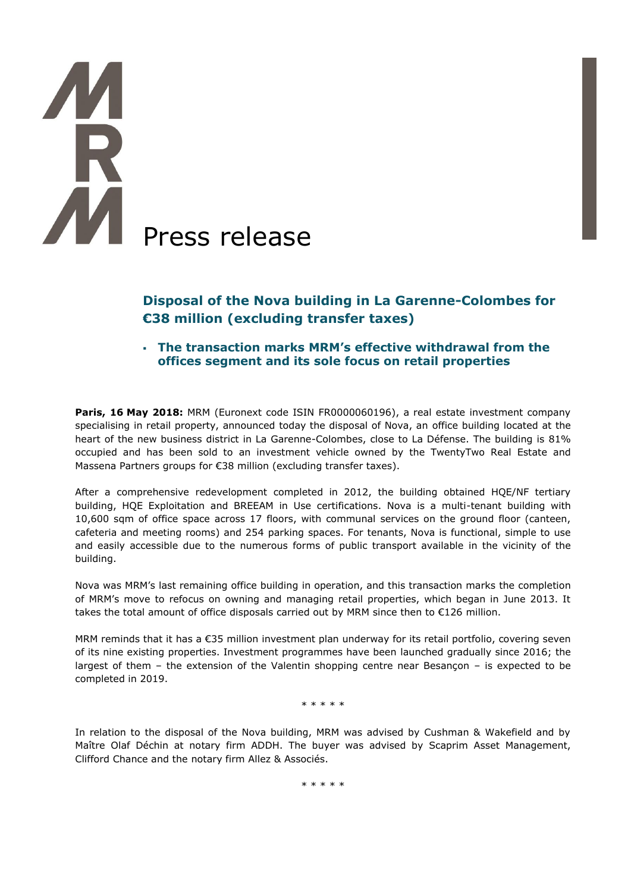# Press release

## Disposal of the Nova building in La Garenne-Colombes for €38 million (excluding transfer taxes)

- **The transaction marks MRM's effective withdrawal from the offices segment and its sole focus on retail properties**

**Paris, 16 May 2018:** MRM (Euronext code ISIN FR0000060196), a real estate investment company specialising in retail property, announced today the disposal of Nova, an office building located at the heart of the new business district in La Garenne-Colombes, close to La Défense. The building is 81% occupied and has been sold to an investment vehicle owned by the TwentyTwo Real Estate and Massena Partners groups for €38 million (excluding transfer taxes).

After a comprehensive redevelopment completed in 2012, the building obtained HQE/NF tertiary building, HQE Exploitation and BREEAM in Use certifications. Nova is a multi-tenant building with 10,600 sqm of office space across 17 floors, with communal services on the ground floor (canteen, cafeteria and meeting rooms) and 254 parking spaces. For tenants, Nova is functional, simple to use and easily accessible due to the numerous forms of public transport available in the vicinity of the building.

Nova was MRM's last remaining office building in operation, and this transaction marks the completion of MRM's move to refocus on owning and managing retail properties, which began in June 2013. It takes the total amount of office disposals carried out by MRM since then to €126 million.

MRM reminds that it has a €35 million investment plan underway for its retail portfolio, covering seven of its nine existing properties. Investment programmes have been launched gradually since 2016; the largest of them – the extension of the Valentin shopping centre near Besançon – is expected to be completed in 2019.

\* \* \* \* \*

In relation to the disposal of the Nova building, MRM was advised by Cushman & Wakefield and by Maître Olaf Déchin at notary firm ADDH. The buyer was advised by Scaprim Asset Management, Clifford Chance and the notary firm Allez & Associés.

\* \* \* \* \*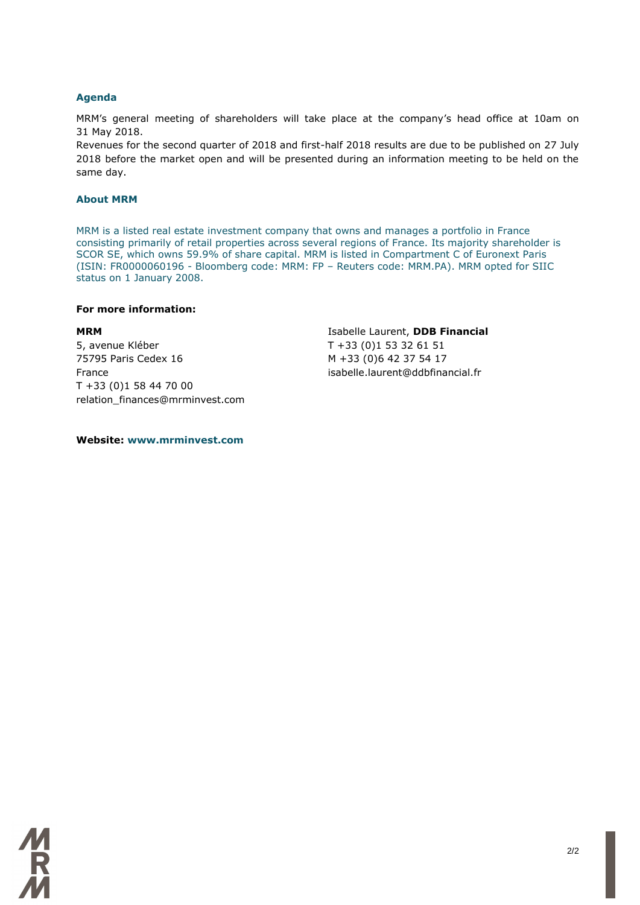## Agenda

MRM's general meeting of shareholders will take place at the company's head office at 10am on 31 May 2018.
Revenues for the second quarter of 2018 and first-half 2018 results are due to be published on 27 July 2018 before the market open and will be presented during an information meeting to be held on the same day.

## About MRM

MRM is a listed real estate investment company that owns and manages a portfolio in France consisting primarily of retail properties across several regions of France. Its majority shareholder is SCOR SE, which owns 59.9% of share capital. MRM is listed in Compartment C of Euronext Paris (ISIN: FR0000060196 - Bloomberg code: MRM: FP – Reuters code: MRM.PA). MRM opted for SIIC status on 1 January 2008.

**For more information:**

**MRM**
5, avenue Kléber
75795 Paris Cedex 16
France
T +33 (0)1 58 44 70 00
relation_finances@mrminvest.com

Isabelle Laurent, **DDB Financial**
T +33 (0)1 53 32 61 51
M +33 (0)6 42 37 54 17
isabelle.laurent@ddbfinancial.fr

**Website: www.mrminvest.com**